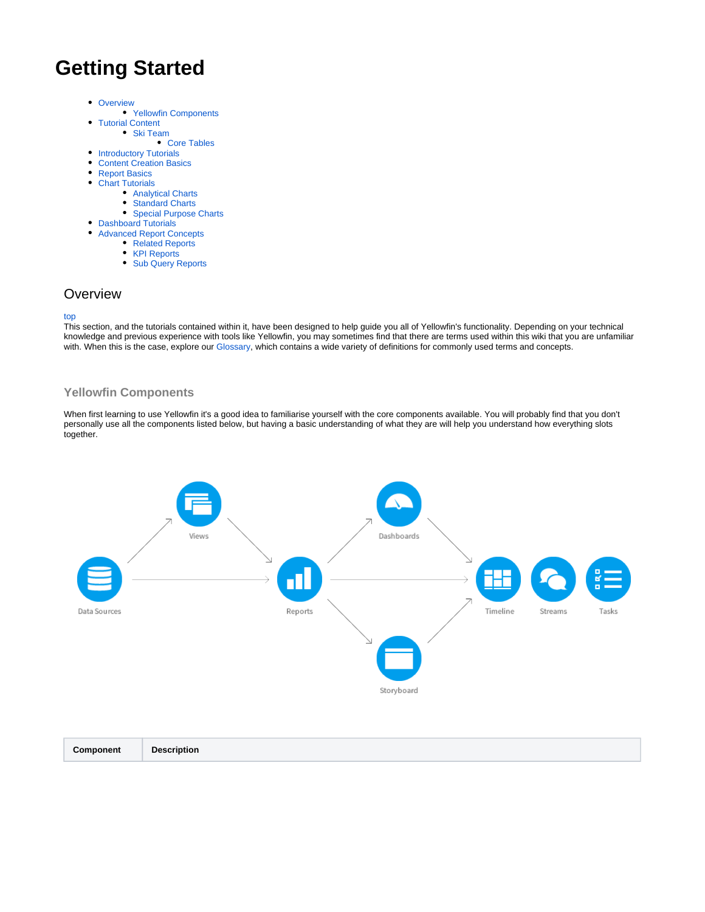# Getting Started

- Overview
  - Yellowfin Components
- Tutorial Content
  - Ski Team
    - Core Tables
- Introductory Tutorials
- Content Creation Basics
- Report Basics
- Chart Tutorials
  - Analytical Charts
  - Standard Charts
  - Special Purpose Charts
- Dashboard Tutorials
- Advanced Report Concepts
  - Related Reports
  - KPI Reports
  - Sub Query Reports

## Overview

top

This section, and the tutorials contained within it, have been designed to help guide you all of Yellowfin's functionality. Depending on your technical knowledge and previous experience with tools like Yellowfin, you may sometimes find that there are terms used within this wiki that you are unfamiliar with. When this is the case, explore our Glossary, which contains a wide variety of definitions for commonly used terms and concepts.

### Yellowfin Components

When first learning to use Yellowfin it's a good idea to familiarise yourself with the core components available. You will probably find that you don't personally use all the components listed below, but having a basic understanding of what they are will help you understand how everything slots together.

| Component | Description |
| --- | --- |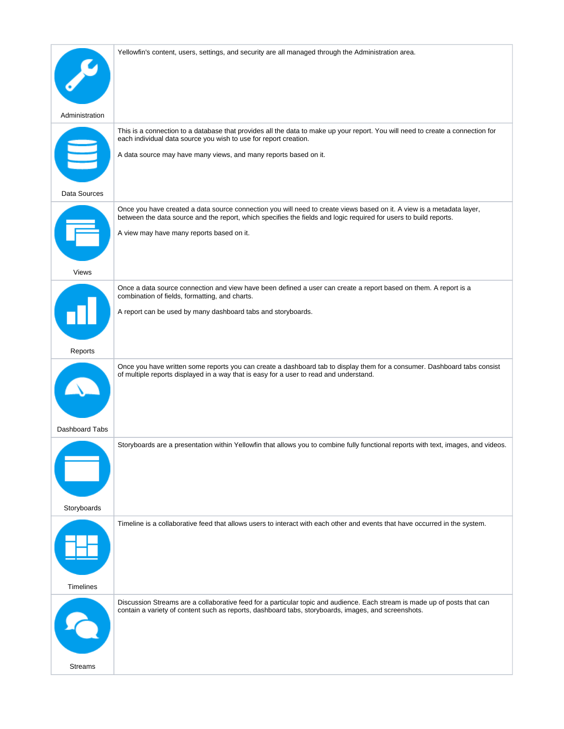| | |
|---|---|
| Administration | Yellowfin's content, users, settings, and security are all managed through the Administration area. |
| Data Sources | This is a connection to a database that provides all the data to make up your report. You will need to create a connection for each individual data source you wish to use for report creation.<br><br>A data source may have many views, and many reports based on it. |
| Views | Once you have created a data source connection you will need to create views based on it. A view is a metadata layer, between the data source and the report, which specifies the fields and logic required for users to build reports.<br><br>A view may have many reports based on it. |
| Reports | Once a data source connection and view have been defined a user can create a report based on them. A report is a combination of fields, formatting, and charts.<br><br>A report can be used by many dashboard tabs and storyboards. |
| Dashboard Tabs | Once you have written some reports you can create a dashboard tab to display them for a consumer. Dashboard tabs consist of multiple reports displayed in a way that is easy for a user to read and understand. |
| Storyboards | Storyboards are a presentation within Yellowfin that allows you to combine fully functional reports with text, images, and videos. |
| Timelines | Timeline is a collaborative feed that allows users to interact with each other and events that have occurred in the system. |
| Streams | Discussion Streams are a collaborative feed for a particular topic and audience. Each stream is made up of posts that can contain a variety of content such as reports, dashboard tabs, storyboards, images, and screenshots. |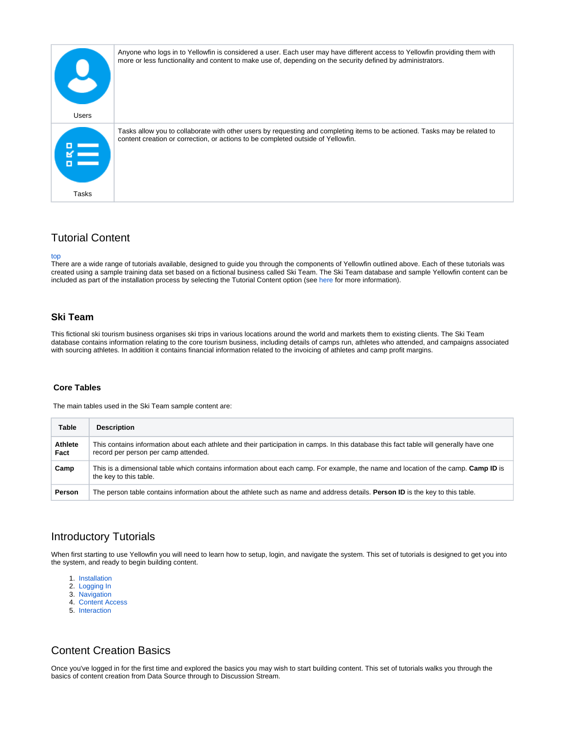| | |
|---|---|
| Users | Anyone who logs in to Yellowfin is considered a user. Each user may have different access to Yellowfin providing them with more or less functionality and content to make use of, depending on the security defined by administrators. |
| Tasks | Tasks allow you to collaborate with other users by requesting and completing items to be actioned. Tasks may be related to content creation or correction, or actions to be completed outside of Yellowfin. |

## Tutorial Content

top

There are a wide range of tutorials available, designed to guide you through the components of Yellowfin outlined above. Each of these tutorials was created using a sample training data set based on a fictional business called Ski Team. The Ski Team database and sample Yellowfin content can be included as part of the installation process by selecting the Tutorial Content option (see here for more information).

### Ski Team

This fictional ski tourism business organises ski trips in various locations around the world and markets them to existing clients. The Ski Team database contains information relating to the core tourism business, including details of camps run, athletes who attended, and campaigns associated with sourcing athletes. In addition it contains financial information related to the invoicing of athletes and camp profit margins.

#### Core Tables

The main tables used in the Ski Team sample content are:

| Table | Description |
|---|---|
| **Athlete Fact** | This contains information about each athlete and their participation in camps. In this database this fact table will generally have one record per person per camp attended. |
| **Camp** | This is a dimensional table which contains information about each camp. For example, the name and location of the camp. **Camp ID** is the key to this table. |
| **Person** | The person table contains information about the athlete such as name and address details. **Person ID** is the key to this table. |

## Introductory Tutorials

When first starting to use Yellowfin you will need to learn how to setup, login, and navigate the system. This set of tutorials is designed to get you into the system, and ready to begin building content.

1. Installation
2. Logging In
3. Navigation
4. Content Access
5. Interaction

## Content Creation Basics

Once you've logged in for the first time and explored the basics you may wish to start building content. This set of tutorials walks you through the basics of content creation from Data Source through to Discussion Stream.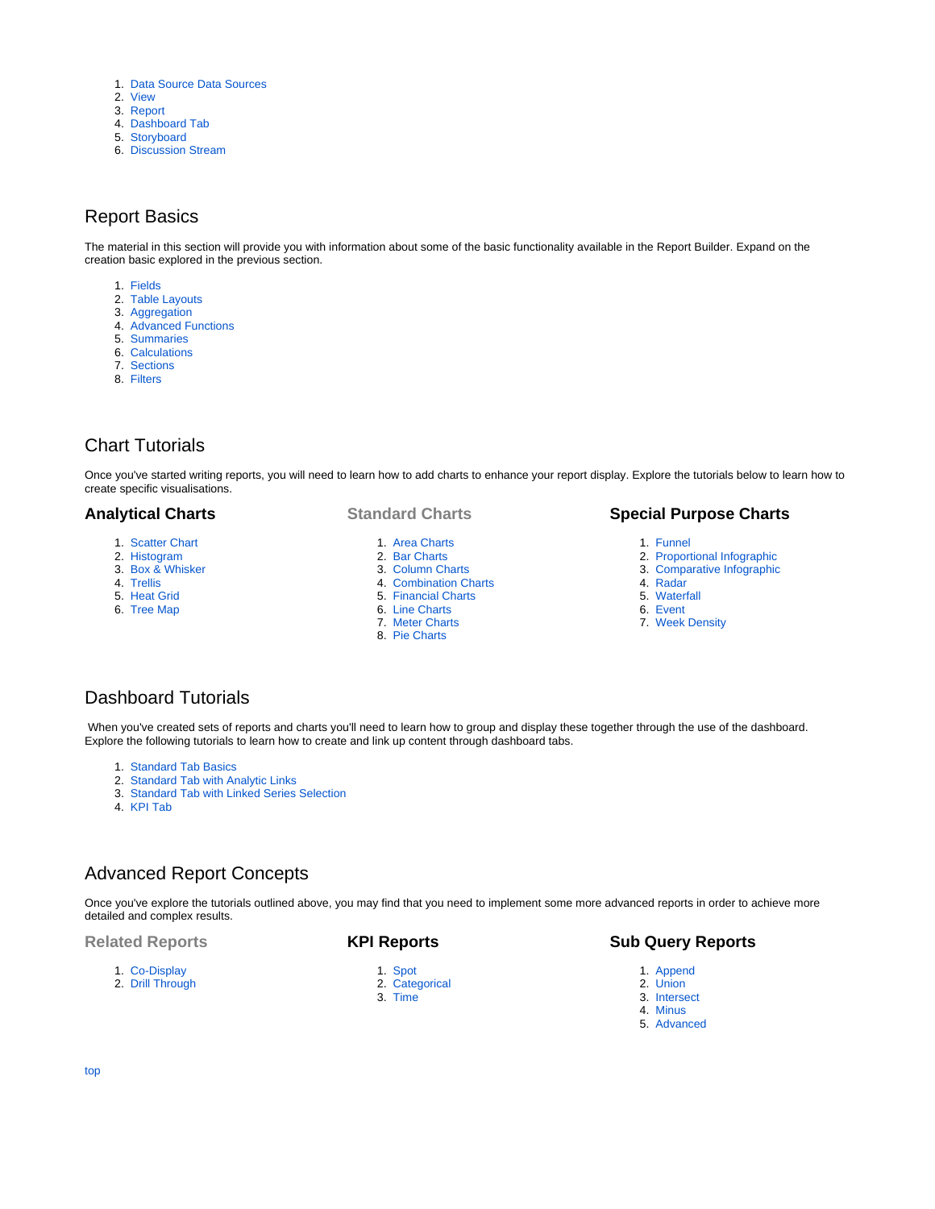1. Data Source Data Sources
2. View
3. Report
4. Dashboard Tab
5. Storyboard
6. Discussion Stream

## Report Basics

The material in this section will provide you with information about some of the basic functionality available in the Report Builder. Expand on the creation basic explored in the previous section.

1. Fields
2. Table Layouts
3. Aggregation
4. Advanced Functions
5. Summaries
6. Calculations
7. Sections
8. Filters

## Chart Tutorials

Once you've started writing reports, you will need to learn how to add charts to enhance your report display. Explore the tutorials below to learn how to create specific visualisations.

### Analytical Charts

1. Scatter Chart
2. Histogram
3. Box & Whisker
4. Trellis
5. Heat Grid
6. Tree Map

### Standard Charts

1. Area Charts
2. Bar Charts
3. Column Charts
4. Combination Charts
5. Financial Charts
6. Line Charts
7. Meter Charts
8. Pie Charts

### Special Purpose Charts

1. Funnel
2. Proportional Infographic
3. Comparative Infographic
4. Radar
5. Waterfall
6. Event
7. Week Density

## Dashboard Tutorials

When you've created sets of reports and charts you'll need to learn how to group and display these together through the use of the dashboard. Explore the following tutorials to learn how to create and link up content through dashboard tabs.

1. Standard Tab Basics
2. Standard Tab with Analytic Links
3. Standard Tab with Linked Series Selection
4. KPI Tab

## Advanced Report Concepts

Once you've explore the tutorials outlined above, you may find that you need to implement some more advanced reports in order to achieve more detailed and complex results.

### Related Reports

1. Co-Display
2. Drill Through

### KPI Reports

1. Spot
2. Categorical
3. Time

### Sub Query Reports

1. Append
2. Union
3. Intersect
4. Minus
5. Advanced

top